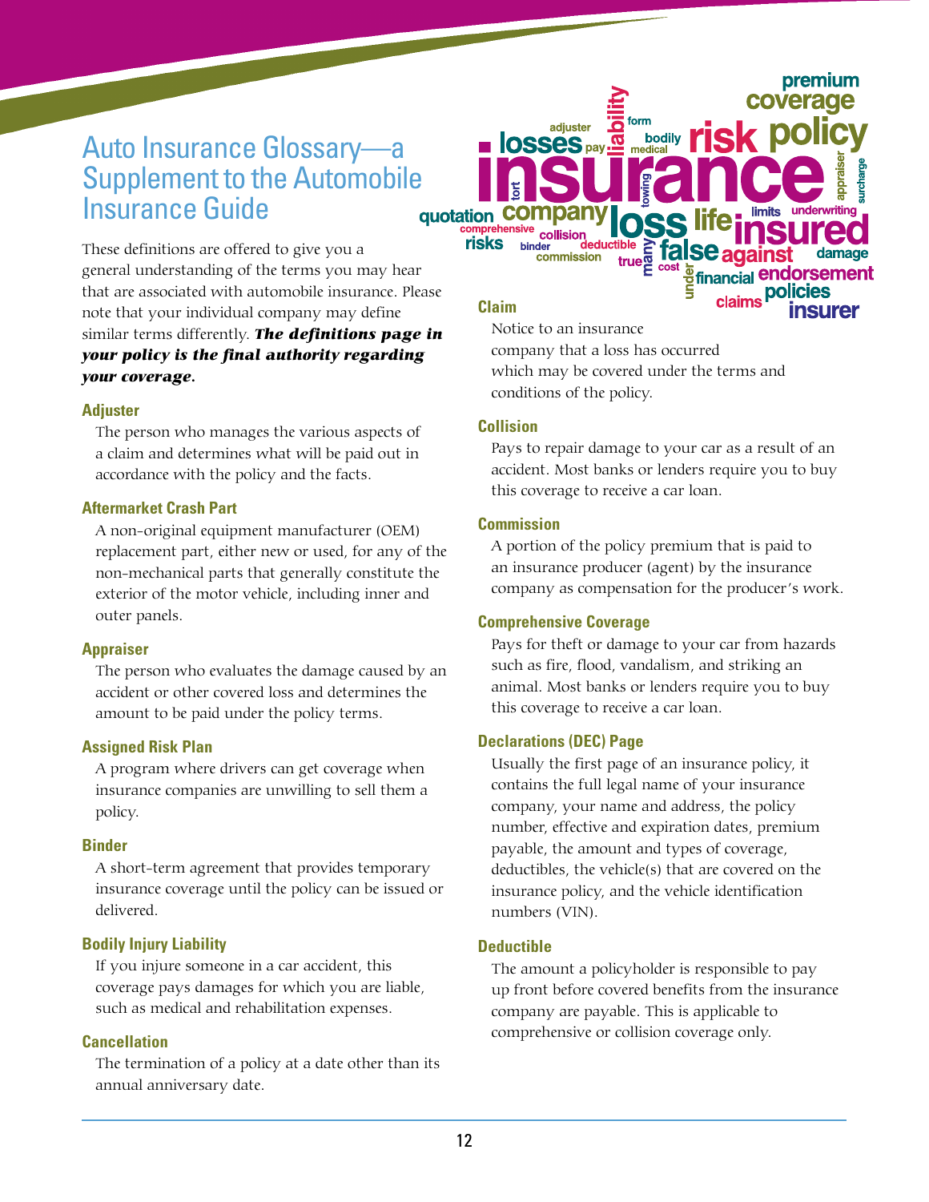# Auto Insurance Glossary—a Supplement to the Automobile Insurance Guide

These definitions are offered to give you a general understanding of the terms you may hear that are associated with automobile insurance. Please note that your individual company may define similar terms differently. ***The definitions page in your policy is the final authority regarding your coverage.***

### Adjuster

The person who manages the various aspects of a claim and determines what will be paid out in accordance with the policy and the facts.

### Aftermarket Crash Part

A non-original equipment manufacturer (OEM) replacement part, either new or used, for any of the non-mechanical parts that generally constitute the exterior of the motor vehicle, including inner and outer panels.

### Appraiser

The person who evaluates the damage caused by an accident or other covered loss and determines the amount to be paid under the policy terms.

### Assigned Risk Plan

A program where drivers can get coverage when insurance companies are unwilling to sell them a policy.

### Binder

A short-term agreement that provides temporary insurance coverage until the policy can be issued or delivered.

### Bodily Injury Liability

If you injure someone in a car accident, this coverage pays damages for which you are liable, such as medical and rehabilitation expenses.

### Cancellation

The termination of a policy at a date other than its annual anniversary date.

### Claim

Notice to an insurance company that a loss has occurred which may be covered under the terms and conditions of the policy.

### Collision

Pays to repair damage to your car as a result of an accident. Most banks or lenders require you to buy this coverage to receive a car loan.

### Commission

A portion of the policy premium that is paid to an insurance producer (agent) by the insurance company as compensation for the producer's work.

### Comprehensive Coverage

Pays for theft or damage to your car from hazards such as fire, flood, vandalism, and striking an animal. Most banks or lenders require you to buy this coverage to receive a car loan.

### Declarations (DEC) Page

Usually the first page of an insurance policy, it contains the full legal name of your insurance company, your name and address, the policy number, effective and expiration dates, premium payable, the amount and types of coverage, deductibles, the vehicle(s) that are covered on the insurance policy, and the vehicle identification numbers (VIN).

### Deductible

The amount a policyholder is responsible to pay up front before covered benefits from the insurance company are payable. This is applicable to comprehensive or collision coverage only.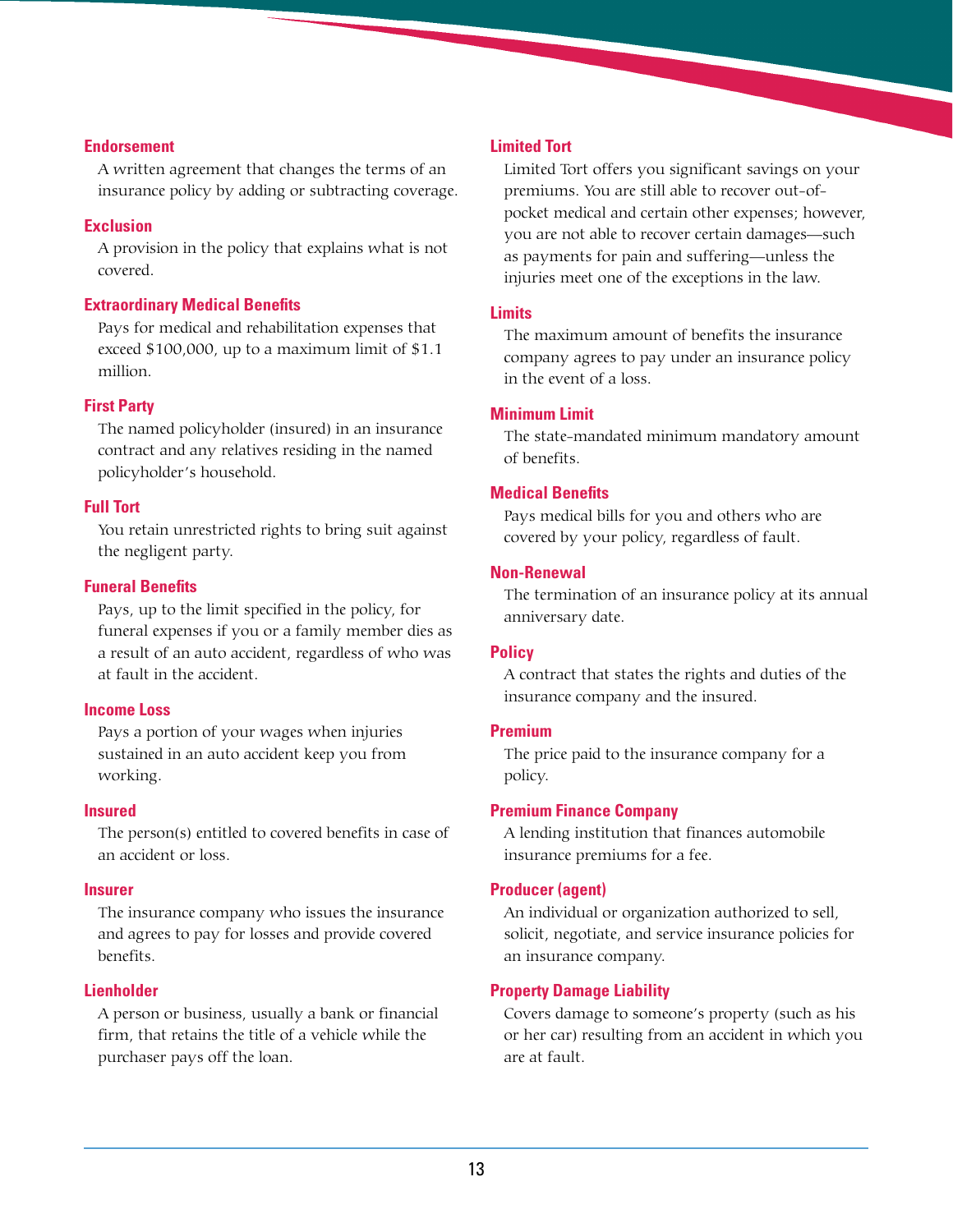### Endorsement

A written agreement that changes the terms of an insurance policy by adding or subtracting coverage.

### Exclusion

A provision in the policy that explains what is not covered.

### Extraordinary Medical Benefits

Pays for medical and rehabilitation expenses that exceed $100,000, up to a maximum limit of $1.1 million.

### First Party

The named policyholder (insured) in an insurance contract and any relatives residing in the named policyholder's household.

### Full Tort

You retain unrestricted rights to bring suit against the negligent party.

### Funeral Benefits

Pays, up to the limit specified in the policy, for funeral expenses if you or a family member dies as a result of an auto accident, regardless of who was at fault in the accident.

### Income Loss

Pays a portion of your wages when injuries sustained in an auto accident keep you from working.

### Insured

The person(s) entitled to covered benefits in case of an accident or loss.

### Insurer

The insurance company who issues the insurance and agrees to pay for losses and provide covered benefits.

### Lienholder

A person or business, usually a bank or financial firm, that retains the title of a vehicle while the purchaser pays off the loan.

### Limited Tort

Limited Tort offers you significant savings on your premiums. You are still able to recover out-of-pocket medical and certain other expenses; however, you are not able to recover certain damages—such as payments for pain and suffering—unless the injuries meet one of the exceptions in the law.

### Limits

The maximum amount of benefits the insurance company agrees to pay under an insurance policy in the event of a loss.

### Minimum Limit

The state-mandated minimum mandatory amount of benefits.

### Medical Benefits

Pays medical bills for you and others who are covered by your policy, regardless of fault.

### Non-Renewal

The termination of an insurance policy at its annual anniversary date.

### Policy

A contract that states the rights and duties of the insurance company and the insured.

### Premium

The price paid to the insurance company for a policy.

### Premium Finance Company

A lending institution that finances automobile insurance premiums for a fee.

### Producer (agent)

An individual or organization authorized to sell, solicit, negotiate, and service insurance policies for an insurance company.

### Property Damage Liability

Covers damage to someone's property (such as his or her car) resulting from an accident in which you are at fault.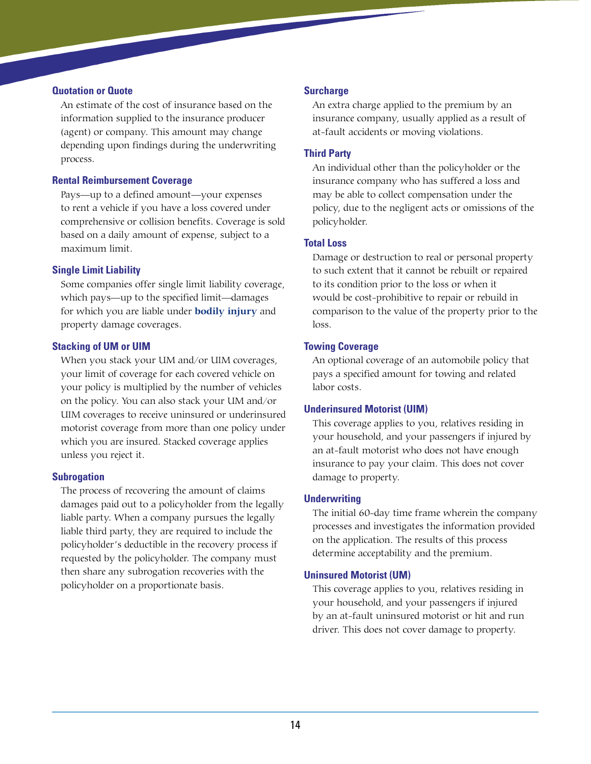### Quotation or Quote

An estimate of the cost of insurance based on the information supplied to the insurance producer (agent) or company. This amount may change depending upon findings during the underwriting process.

### Rental Reimbursement Coverage

Pays—up to a defined amount—your expenses to rent a vehicle if you have a loss covered under comprehensive or collision benefits. Coverage is sold based on a daily amount of expense, subject to a maximum limit.

### Single Limit Liability

Some companies offer single limit liability coverage, which pays—up to the specified limit—damages for which you are liable under **bodily injury** and property damage coverages.

### Stacking of UM or UIM

When you stack your UM and/or UIM coverages, your limit of coverage for each covered vehicle on your policy is multiplied by the number of vehicles on the policy. You can also stack your UM and/or UIM coverages to receive uninsured or underinsured motorist coverage from more than one policy under which you are insured. Stacked coverage applies unless you reject it.

### Subrogation

The process of recovering the amount of claims damages paid out to a policyholder from the legally liable party. When a company pursues the legally liable third party, they are required to include the policyholder's deductible in the recovery process if requested by the policyholder. The company must then share any subrogation recoveries with the policyholder on a proportionate basis.

### Surcharge

An extra charge applied to the premium by an insurance company, usually applied as a result of at-fault accidents or moving violations.

### Third Party

An individual other than the policyholder or the insurance company who has suffered a loss and may be able to collect compensation under the policy, due to the negligent acts or omissions of the policyholder.

### Total Loss

Damage or destruction to real or personal property to such extent that it cannot be rebuilt or repaired to its condition prior to the loss or when it would be cost-prohibitive to repair or rebuild in comparison to the value of the property prior to the loss.

### Towing Coverage

An optional coverage of an automobile policy that pays a specified amount for towing and related labor costs.

### Underinsured Motorist (UIM)

This coverage applies to you, relatives residing in your household, and your passengers if injured by an at-fault motorist who does not have enough insurance to pay your claim. This does not cover damage to property.

### Underwriting

The initial 60-day time frame wherein the company processes and investigates the information provided on the application. The results of this process determine acceptability and the premium.

### Uninsured Motorist (UM)

This coverage applies to you, relatives residing in your household, and your passengers if injured by an at-fault uninsured motorist or hit and run driver. This does not cover damage to property.